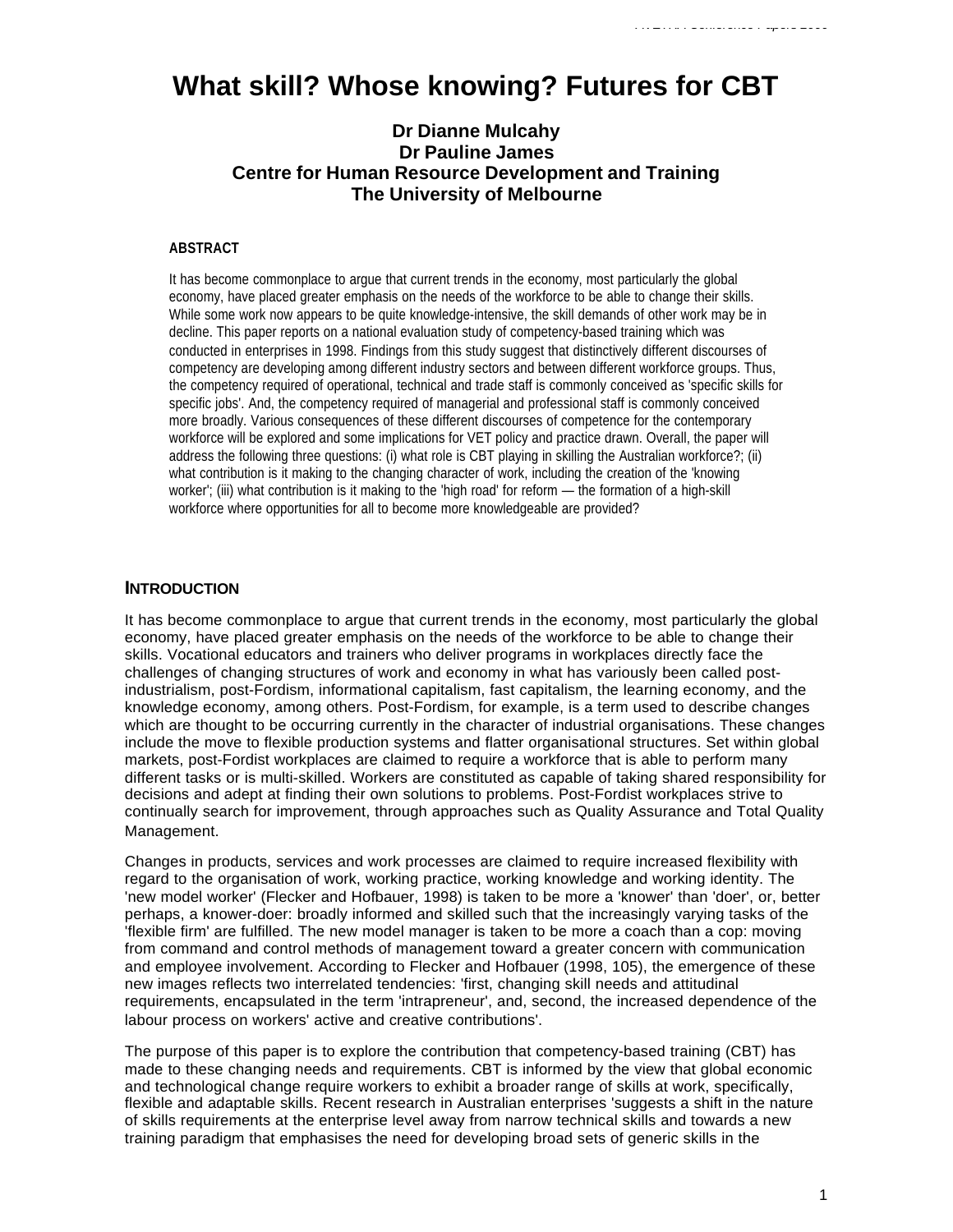# What skill? Whose knowing? Futures for CBT

**Dr Dianne Mulcahy**
**Dr Pauline James**
**Centre for Human Resource Development and Training**
**The University of Melbourne**

## ABSTRACT

It has become commonplace to argue that current trends in the economy, most particularly the global economy, have placed greater emphasis on the needs of the workforce to be able to change their skills. While some work now appears to be quite knowledge-intensive, the skill demands of other work may be in decline. This paper reports on a national evaluation study of competency-based training which was conducted in enterprises in 1998. Findings from this study suggest that distinctively different discourses of competency are developing among different industry sectors and between different workforce groups. Thus, the competency required of operational, technical and trade staff is commonly conceived as 'specific skills for specific jobs'. And, the competency required of managerial and professional staff is commonly conceived more broadly. Various consequences of these different discourses of competence for the contemporary workforce will be explored and some implications for VET policy and practice drawn. Overall, the paper will address the following three questions: (i) what role is CBT playing in skilling the Australian workforce?; (ii) what contribution is it making to the changing character of work, including the creation of the 'knowing worker'; (iii) what contribution is it making to the 'high road' for reform — the formation of a high-skill workforce where opportunities for all to become more knowledgeable are provided?

## INTRODUCTION

It has become commonplace to argue that current trends in the economy, most particularly the global economy, have placed greater emphasis on the needs of the workforce to be able to change their skills. Vocational educators and trainers who deliver programs in workplaces directly face the challenges of changing structures of work and economy in what has variously been called post-industrialism, post-Fordism, informational capitalism, fast capitalism, the learning economy, and the knowledge economy, among others. Post-Fordism, for example, is a term used to describe changes which are thought to be occurring currently in the character of industrial organisations. These changes include the move to flexible production systems and flatter organisational structures. Set within global markets, post-Fordist workplaces are claimed to require a workforce that is able to perform many different tasks or is multi-skilled. Workers are constituted as capable of taking shared responsibility for decisions and adept at finding their own solutions to problems. Post-Fordist workplaces strive to continually search for improvement, through approaches such as Quality Assurance and Total Quality Management.

Changes in products, services and work processes are claimed to require increased flexibility with regard to the organisation of work, working practice, working knowledge and working identity. The 'new model worker' (Flecker and Hofbauer, 1998) is taken to be more a 'knower' than 'doer', or, better perhaps, a knower-doer: broadly informed and skilled such that the increasingly varying tasks of the 'flexible firm' are fulfilled. The new model manager is taken to be more a coach than a cop: moving from command and control methods of management toward a greater concern with communication and employee involvement. According to Flecker and Hofbauer (1998, 105), the emergence of these new images reflects two interrelated tendencies: 'first, changing skill needs and attitudinal requirements, encapsulated in the term 'intrapreneur', and, second, the increased dependence of the labour process on workers' active and creative contributions'.

The purpose of this paper is to explore the contribution that competency-based training (CBT) has made to these changing needs and requirements. CBT is informed by the view that global economic and technological change require workers to exhibit a broader range of skills at work, specifically, flexible and adaptable skills. Recent research in Australian enterprises 'suggests a shift in the nature of skills requirements at the enterprise level away from narrow technical skills and towards a new training paradigm that emphasises the need for developing broad sets of generic skills in the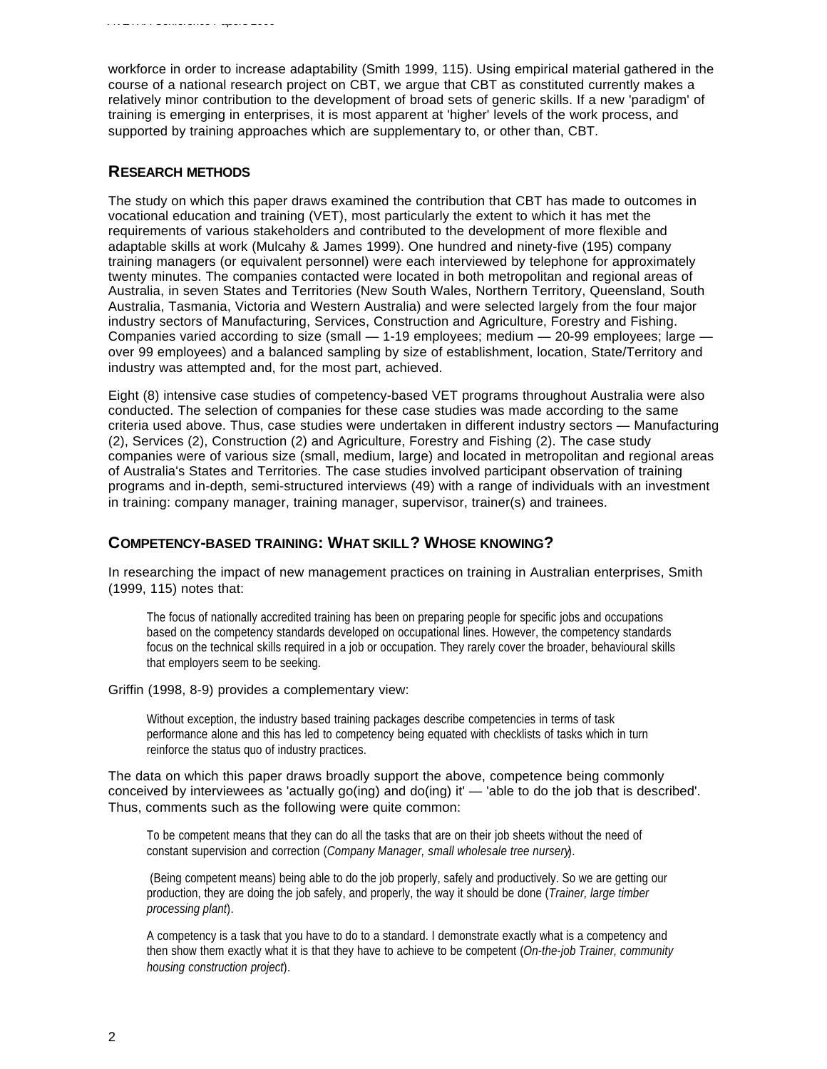workforce in order to increase adaptability (Smith 1999, 115). Using empirical material gathered in the course of a national research project on CBT, we argue that CBT as constituted currently makes a relatively minor contribution to the development of broad sets of generic skills. If a new 'paradigm' of training is emerging in enterprises, it is most apparent at 'higher' levels of the work process, and supported by training approaches which are supplementary to, or other than, CBT.

## RESEARCH METHODS

The study on which this paper draws examined the contribution that CBT has made to outcomes in vocational education and training (VET), most particularly the extent to which it has met the requirements of various stakeholders and contributed to the development of more flexible and adaptable skills at work (Mulcahy & James 1999). One hundred and ninety-five (195) company training managers (or equivalent personnel) were each interviewed by telephone for approximately twenty minutes. The companies contacted were located in both metropolitan and regional areas of Australia, in seven States and Territories (New South Wales, Northern Territory, Queensland, South Australia, Tasmania, Victoria and Western Australia) and were selected largely from the four major industry sectors of Manufacturing, Services, Construction and Agriculture, Forestry and Fishing. Companies varied according to size (small — 1-19 employees; medium — 20-99 employees; large — over 99 employees) and a balanced sampling by size of establishment, location, State/Territory and industry was attempted and, for the most part, achieved.

Eight (8) intensive case studies of competency-based VET programs throughout Australia were also conducted. The selection of companies for these case studies was made according to the same criteria used above. Thus, case studies were undertaken in different industry sectors — Manufacturing (2), Services (2), Construction (2) and Agriculture, Forestry and Fishing (2). The case study companies were of various size (small, medium, large) and located in metropolitan and regional areas of Australia's States and Territories. The case studies involved participant observation of training programs and in-depth, semi-structured interviews (49) with a range of individuals with an investment in training: company manager, training manager, supervisor, trainer(s) and trainees.

## COMPETENCY-BASED TRAINING: WHAT SKILL? WHOSE KNOWING?

In researching the impact of new management practices on training in Australian enterprises, Smith (1999, 115) notes that:

> The focus of nationally accredited training has been on preparing people for specific jobs and occupations based on the competency standards developed on occupational lines. However, the competency standards focus on the technical skills required in a job or occupation. They rarely cover the broader, behavioural skills that employers seem to be seeking.

Griffin (1998, 8-9) provides a complementary view:

> Without exception, the industry based training packages describe competencies in terms of task performance alone and this has led to competency being equated with checklists of tasks which in turn reinforce the status quo of industry practices.

The data on which this paper draws broadly support the above, competence being commonly conceived by interviewees as 'actually go(ing) and do(ing) it' — 'able to do the job that is described'. Thus, comments such as the following were quite common:

> To be competent means that they can do all the tasks that are on their job sheets without the need of constant supervision and correction (*Company Manager, small wholesale tree nursery*).

> (Being competent means) being able to do the job properly, safely and productively. So we are getting our production, they are doing the job safely, and properly, the way it should be done (*Trainer, large timber processing plant*).

> A competency is a task that you have to do to a standard. I demonstrate exactly what is a competency and then show them exactly what it is that they have to achieve to be competent (*On-the-job Trainer, community housing construction project*).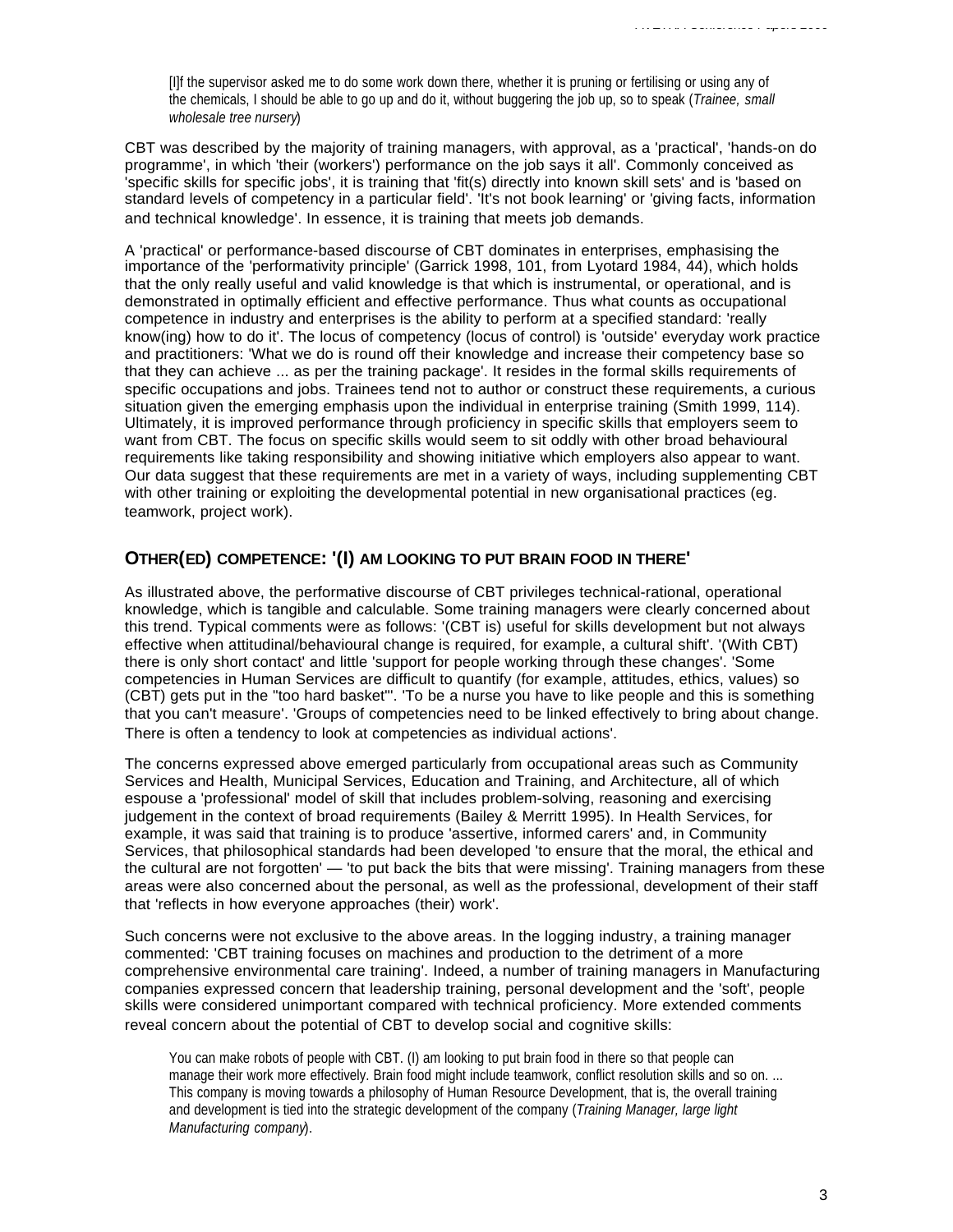> [I]f the supervisor asked me to do some work down there, whether it is pruning or fertilising or using any of the chemicals, I should be able to go up and do it, without buggering the job up, so to speak (*Trainee, small wholesale tree nursery*)

CBT was described by the majority of training managers, with approval, as a 'practical', 'hands-on do programme', in which 'their (workers') performance on the job says it all'. Commonly conceived as 'specific skills for specific jobs', it is training that 'fit(s) directly into known skill sets' and is 'based on standard levels of competency in a particular field'. 'It's not book learning' or 'giving facts, information and technical knowledge'. In essence, it is training that meets job demands.

A 'practical' or performance-based discourse of CBT dominates in enterprises, emphasising the importance of the 'performativity principle' (Garrick 1998, 101, from Lyotard 1984, 44), which holds that the only really useful and valid knowledge is that which is instrumental, or operational, and is demonstrated in optimally efficient and effective performance. Thus what counts as occupational competence in industry and enterprises is the ability to perform at a specified standard: 'really know(ing) how to do it'. The locus of competency (locus of control) is 'outside' everyday work practice and practitioners: 'What we do is round off their knowledge and increase their competency base so that they can achieve ... as per the training package'. It resides in the formal skills requirements of specific occupations and jobs. Trainees tend not to author or construct these requirements, a curious situation given the emerging emphasis upon the individual in enterprise training (Smith 1999, 114). Ultimately, it is improved performance through proficiency in specific skills that employers seem to want from CBT. The focus on specific skills would seem to sit oddly with other broad behavioural requirements like taking responsibility and showing initiative which employers also appear to want. Our data suggest that these requirements are met in a variety of ways, including supplementing CBT with other training or exploiting the developmental potential in new organisational practices (eg. teamwork, project work).

## OTHER(ED) COMPETENCE: '(I) AM LOOKING TO PUT BRAIN FOOD IN THERE'

As illustrated above, the performative discourse of CBT privileges technical-rational, operational knowledge, which is tangible and calculable. Some training managers were clearly concerned about this trend. Typical comments were as follows: '(CBT is) useful for skills development but not always effective when attitudinal/behavioural change is required, for example, a cultural shift'. '(With CBT) there is only short contact' and little 'support for people working through these changes'. 'Some competencies in Human Services are difficult to quantify (for example, attitudes, ethics, values) so (CBT) gets put in the "too hard basket"'. 'To be a nurse you have to like people and this is something that you can't measure'. 'Groups of competencies need to be linked effectively to bring about change. There is often a tendency to look at competencies as individual actions'.

The concerns expressed above emerged particularly from occupational areas such as Community Services and Health, Municipal Services, Education and Training, and Architecture, all of which espouse a 'professional' model of skill that includes problem-solving, reasoning and exercising judgement in the context of broad requirements (Bailey & Merritt 1995). In Health Services, for example, it was said that training is to produce 'assertive, informed carers' and, in Community Services, that philosophical standards had been developed 'to ensure that the moral, the ethical and the cultural are not forgotten' — 'to put back the bits that were missing'. Training managers from these areas were also concerned about the personal, as well as the professional, development of their staff that 'reflects in how everyone approaches (their) work'.

Such concerns were not exclusive to the above areas. In the logging industry, a training manager commented: 'CBT training focuses on machines and production to the detriment of a more comprehensive environmental care training'. Indeed, a number of training managers in Manufacturing companies expressed concern that leadership training, personal development and the 'soft', people skills were considered unimportant compared with technical proficiency. More extended comments reveal concern about the potential of CBT to develop social and cognitive skills:

> You can make robots of people with CBT. (I) am looking to put brain food in there so that people can manage their work more effectively. Brain food might include teamwork, conflict resolution skills and so on. ... This company is moving towards a philosophy of Human Resource Development, that is, the overall training and development is tied into the strategic development of the company (*Training Manager, large light Manufacturing company*).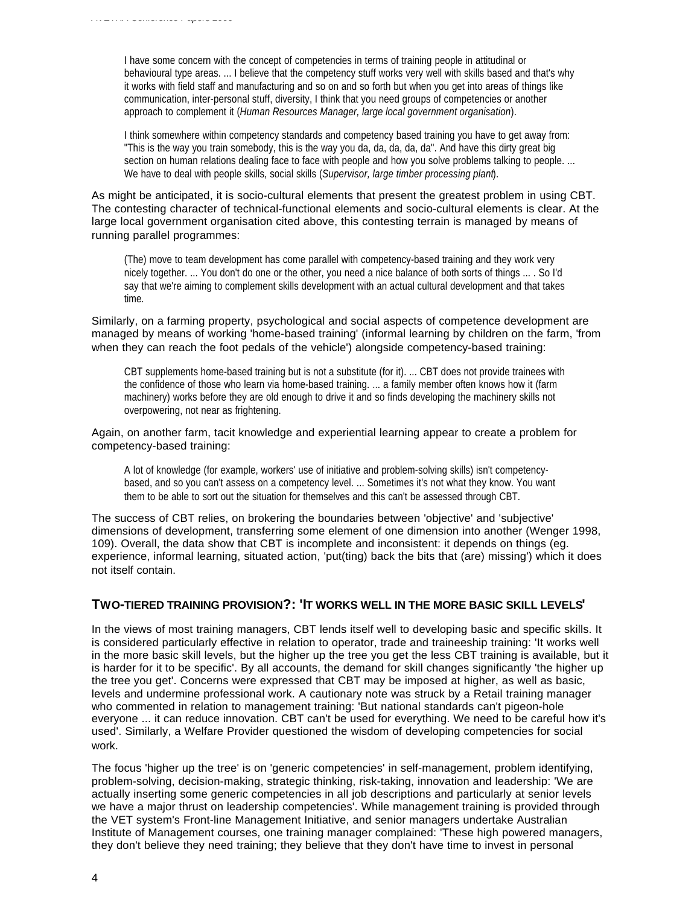> I have some concern with the concept of competencies in terms of training people in attitudinal or behavioural type areas. ... I believe that the competency stuff works very well with skills based and that's why it works with field staff and manufacturing and so on and so forth but when you get into areas of things like communication, inter-personal stuff, diversity, I think that you need groups of competencies or another approach to complement it (*Human Resources Manager, large local government organisation*).

> I think somewhere within competency standards and competency based training you have to get away from: "This is the way you train somebody, this is the way you da, da, da, da, da". And have this dirty great big section on human relations dealing face to face with people and how you solve problems talking to people. ... We have to deal with people skills, social skills (*Supervisor, large timber processing plant*).

As might be anticipated, it is socio-cultural elements that present the greatest problem in using CBT. The contesting character of technical-functional elements and socio-cultural elements is clear. At the large local government organisation cited above, this contesting terrain is managed by means of running parallel programmes:

> (The) move to team development has come parallel with competency-based training and they work very nicely together. ... You don't do one or the other, you need a nice balance of both sorts of things ... . So I'd say that we're aiming to complement skills development with an actual cultural development and that takes time.

Similarly, on a farming property, psychological and social aspects of competence development are managed by means of working 'home-based training' (informal learning by children on the farm, 'from when they can reach the foot pedals of the vehicle') alongside competency-based training:

> CBT supplements home-based training but is not a substitute (for it). ... CBT does not provide trainees with the confidence of those who learn via home-based training. ... a family member often knows how it (farm machinery) works before they are old enough to drive it and so finds developing the machinery skills not overpowering, not near as frightening.

Again, on another farm, tacit knowledge and experiential learning appear to create a problem for competency-based training:

> A lot of knowledge (for example, workers' use of initiative and problem-solving skills) isn't competency-based, and so you can't assess on a competency level. ... Sometimes it's not what they know. You want them to be able to sort out the situation for themselves and this can't be assessed through CBT.

The success of CBT relies, on brokering the boundaries between 'objective' and 'subjective' dimensions of development, transferring some element of one dimension into another (Wenger 1998, 109). Overall, the data show that CBT is incomplete and inconsistent: it depends on things (eg. experience, informal learning, situated action, 'put(ting) back the bits that (are) missing') which it does not itself contain.

## TWO-TIERED TRAINING PROVISION?: 'IT WORKS WELL IN THE MORE BASIC SKILL LEVELS'

In the views of most training managers, CBT lends itself well to developing basic and specific skills. It is considered particularly effective in relation to operator, trade and traineeship training: 'It works well in the more basic skill levels, but the higher up the tree you get the less CBT training is available, but it is harder for it to be specific'. By all accounts, the demand for skill changes significantly 'the higher up the tree you get'. Concerns were expressed that CBT may be imposed at higher, as well as basic, levels and undermine professional work. A cautionary note was struck by a Retail training manager who commented in relation to management training: 'But national standards can't pigeon-hole everyone ... it can reduce innovation. CBT can't be used for everything. We need to be careful how it's used'. Similarly, a Welfare Provider questioned the wisdom of developing competencies for social work.

The focus 'higher up the tree' is on 'generic competencies' in self-management, problem identifying, problem-solving, decision-making, strategic thinking, risk-taking, innovation and leadership: 'We are actually inserting some generic competencies in all job descriptions and particularly at senior levels we have a major thrust on leadership competencies'. While management training is provided through the VET system's Front-line Management Initiative, and senior managers undertake Australian Institute of Management courses, one training manager complained: 'These high powered managers, they don't believe they need training; they believe that they don't have time to invest in personal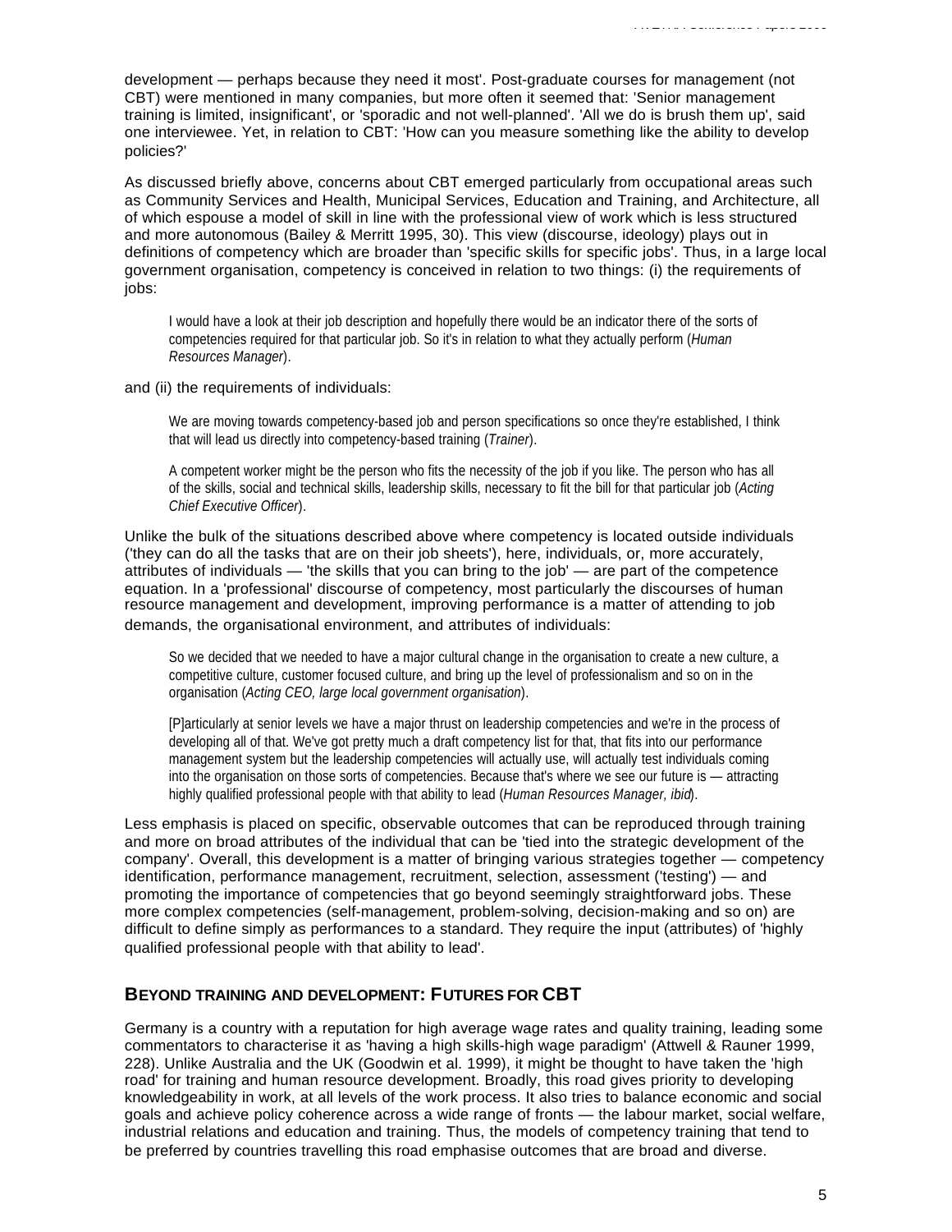development — perhaps because they need it most'. Post-graduate courses for management (not CBT) were mentioned in many companies, but more often it seemed that: 'Senior management training is limited, insignificant', or 'sporadic and not well-planned'. 'All we do is brush them up', said one interviewee. Yet, in relation to CBT: 'How can you measure something like the ability to develop policies?'

As discussed briefly above, concerns about CBT emerged particularly from occupational areas such as Community Services and Health, Municipal Services, Education and Training, and Architecture, all of which espouse a model of skill in line with the professional view of work which is less structured and more autonomous (Bailey & Merritt 1995, 30). This view (discourse, ideology) plays out in definitions of competency which are broader than 'specific skills for specific jobs'. Thus, in a large local government organisation, competency is conceived in relation to two things: (i) the requirements of jobs:

> I would have a look at their job description and hopefully there would be an indicator there of the sorts of competencies required for that particular job. So it's in relation to what they actually perform (*Human Resources Manager*).

and (ii) the requirements of individuals:

> We are moving towards competency-based job and person specifications so once they're established, I think that will lead us directly into competency-based training (*Trainer*).

> A competent worker might be the person who fits the necessity of the job if you like. The person who has all of the skills, social and technical skills, leadership skills, necessary to fit the bill for that particular job (*Acting Chief Executive Officer*).

Unlike the bulk of the situations described above where competency is located outside individuals ('they can do all the tasks that are on their job sheets'), here, individuals, or, more accurately, attributes of individuals — 'the skills that you can bring to the job' — are part of the competence equation. In a 'professional' discourse of competency, most particularly the discourses of human resource management and development, improving performance is a matter of attending to job demands, the organisational environment, and attributes of individuals:

> So we decided that we needed to have a major cultural change in the organisation to create a new culture, a competitive culture, customer focused culture, and bring up the level of professionalism and so on in the organisation (*Acting CEO, large local government organisation*).

> [P]articularly at senior levels we have a major thrust on leadership competencies and we're in the process of developing all of that. We've got pretty much a draft competency list for that, that fits into our performance management system but the leadership competencies will actually use, will actually test individuals coming into the organisation on those sorts of competencies. Because that's where we see our future is — attracting highly qualified professional people with that ability to lead (*Human Resources Manager, ibid*).

Less emphasis is placed on specific, observable outcomes that can be reproduced through training and more on broad attributes of the individual that can be 'tied into the strategic development of the company'. Overall, this development is a matter of bringing various strategies together — competency identification, performance management, recruitment, selection, assessment ('testing') — and promoting the importance of competencies that go beyond seemingly straightforward jobs. These more complex competencies (self-management, problem-solving, decision-making and so on) are difficult to define simply as performances to a standard. They require the input (attributes) of 'highly qualified professional people with that ability to lead'.

## Beyond training and development: Futures for CBT

Germany is a country with a reputation for high average wage rates and quality training, leading some commentators to characterise it as 'having a high skills-high wage paradigm' (Attwell & Rauner 1999, 228). Unlike Australia and the UK (Goodwin et al. 1999), it might be thought to have taken the 'high road' for training and human resource development. Broadly, this road gives priority to developing knowledgeability in work, at all levels of the work process. It also tries to balance economic and social goals and achieve policy coherence across a wide range of fronts — the labour market, social welfare, industrial relations and education and training. Thus, the models of competency training that tend to be preferred by countries travelling this road emphasise outcomes that are broad and diverse.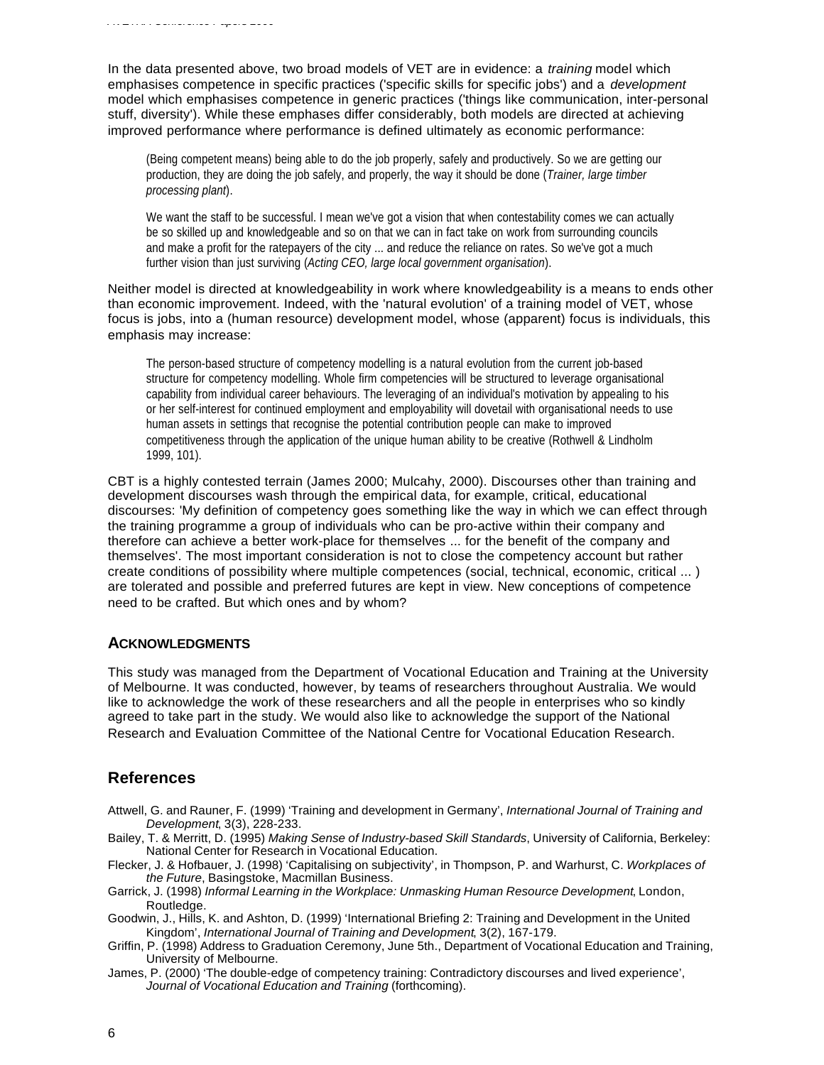In the data presented above, two broad models of VET are in evidence: a *training* model which emphasises competence in specific practices ('specific skills for specific jobs') and a *development* model which emphasises competence in generic practices ('things like communication, inter-personal stuff, diversity'). While these emphases differ considerably, both models are directed at achieving improved performance where performance is defined ultimately as economic performance:

> (Being competent means) being able to do the job properly, safely and productively. So we are getting our production, they are doing the job safely, and properly, the way it should be done (*Trainer, large timber processing plant*).

> We want the staff to be successful. I mean we've got a vision that when contestability comes we can actually be so skilled up and knowledgeable and so on that we can in fact take on work from surrounding councils and make a profit for the ratepayers of the city ... and reduce the reliance on rates. So we've got a much further vision than just surviving (*Acting CEO, large local government organisation*).

Neither model is directed at knowledgeability in work where knowledgeability is a means to ends other than economic improvement. Indeed, with the 'natural evolution' of a training model of VET, whose focus is jobs, into a (human resource) development model, whose (apparent) focus is individuals, this emphasis may increase:

> The person-based structure of competency modelling is a natural evolution from the current job-based structure for competency modelling. Whole firm competencies will be structured to leverage organisational capability from individual career behaviours. The leveraging of an individual's motivation by appealing to his or her self-interest for continued employment and employability will dovetail with organisational needs to use human assets in settings that recognise the potential contribution people can make to improved competitiveness through the application of the unique human ability to be creative (Rothwell & Lindholm 1999, 101).

CBT is a highly contested terrain (James 2000; Mulcahy, 2000). Discourses other than training and development discourses wash through the empirical data, for example, critical, educational discourses: 'My definition of competency goes something like the way in which we can effect through the training programme a group of individuals who can be pro-active within their company and therefore can achieve a better work-place for themselves ... for the benefit of the company and themselves'. The most important consideration is not to close the competency account but rather create conditions of possibility where multiple competences (social, technical, economic, critical ... ) are tolerated and possible and preferred futures are kept in view. New conceptions of competence need to be crafted. But which ones and by whom?

### ACKNOWLEDGMENTS

This study was managed from the Department of Vocational Education and Training at the University of Melbourne. It was conducted, however, by teams of researchers throughout Australia. We would like to acknowledge the work of these researchers and all the people in enterprises who so kindly agreed to take part in the study. We would also like to acknowledge the support of the National Research and Evaluation Committee of the National Centre for Vocational Education Research.

## References

Attwell, G. and Rauner, F. (1999) 'Training and development in Germany', *International Journal of Training and Development*, 3(3), 228-233.

Bailey, T. & Merritt, D. (1995) *Making Sense of Industry-based Skill Standards*, University of California, Berkeley: National Center for Research in Vocational Education.

Flecker, J. & Hofbauer, J. (1998) 'Capitalising on subjectivity', in Thompson, P. and Warhurst, C. *Workplaces of the Future*, Basingstoke, Macmillan Business.

Garrick, J. (1998) *Informal Learning in the Workplace: Unmasking Human Resource Development*, London, Routledge.

Goodwin, J., Hills, K. and Ashton, D. (1999) 'International Briefing 2: Training and Development in the United Kingdom', *International Journal of Training and Development*, 3(2), 167-179.

Griffin, P. (1998) Address to Graduation Ceremony, June 5th., Department of Vocational Education and Training, University of Melbourne.

James, P. (2000) 'The double-edge of competency training: Contradictory discourses and lived experience', *Journal of Vocational Education and Training* (forthcoming).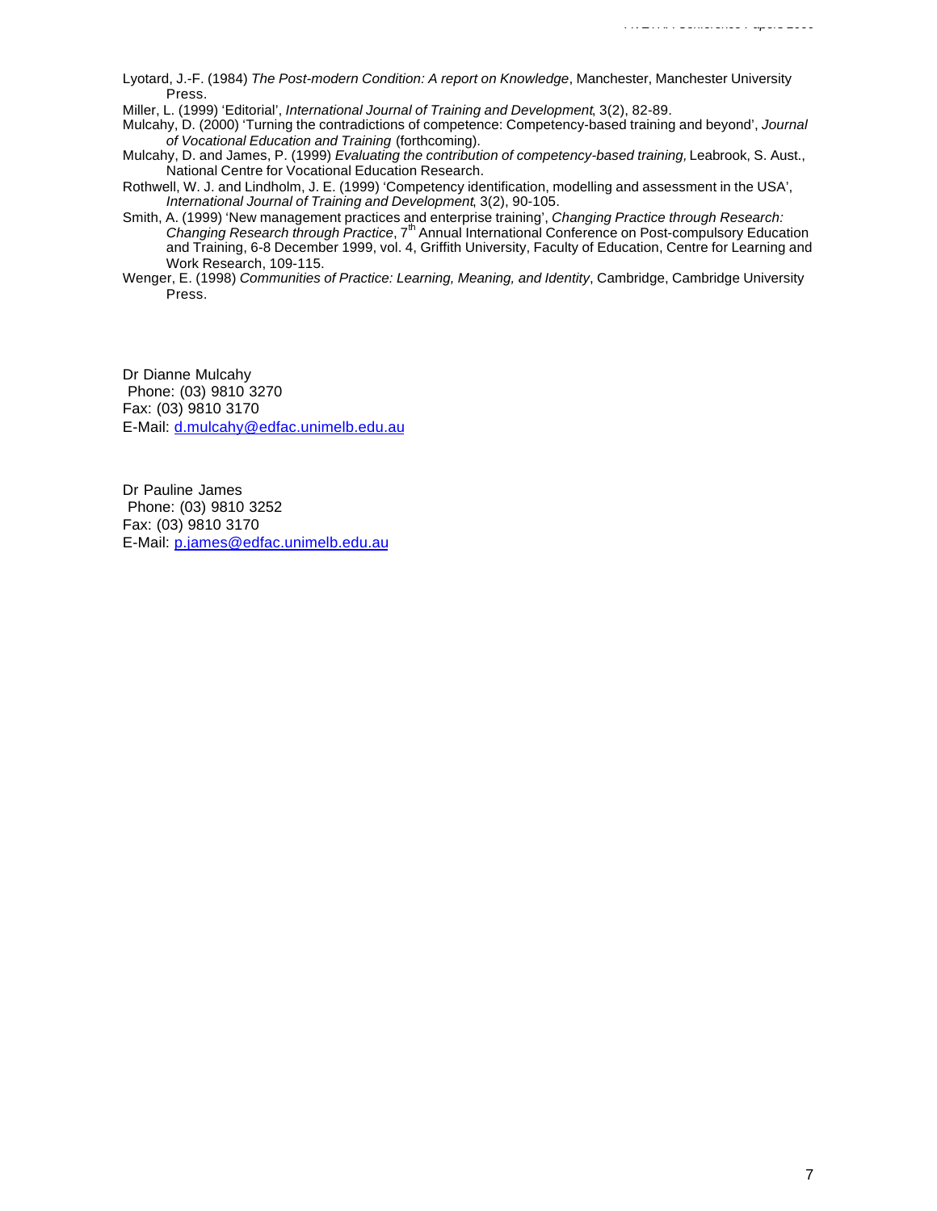Lyotard, J.-F. (1984) *The Post-modern Condition: A report on Knowledge*, Manchester, Manchester University Press.

Miller, L. (1999) 'Editorial', *International Journal of Training and Development*, 3(2), 82-89.

Mulcahy, D. (2000) 'Turning the contradictions of competence: Competency-based training and beyond', *Journal of Vocational Education and Training* (forthcoming).

Mulcahy, D. and James, P. (1999) *Evaluating the contribution of competency-based training,* Leabrook, S. Aust., National Centre for Vocational Education Research.

Rothwell, W. J. and Lindholm, J. E. (1999) 'Competency identification, modelling and assessment in the USA', *International Journal of Training and Development*, 3(2), 90-105.

Smith, A. (1999) 'New management practices and enterprise training', *Changing Practice through Research: Changing Research through Practice*, 7th Annual International Conference on Post-compulsory Education and Training, 6-8 December 1999, vol. 4, Griffith University, Faculty of Education, Centre for Learning and Work Research, 109-115.

Wenger, E. (1998) *Communities of Practice: Learning, Meaning, and Identity*, Cambridge, Cambridge University Press.

Dr Dianne Mulcahy
Phone: (03) 9810 3270
Fax: (03) 9810 3170
E-Mail: d.mulcahy@edfac.unimelb.edu.au

Dr Pauline James
Phone: (03) 9810 3252
Fax: (03) 9810 3170
E-Mail: p.james@edfac.unimelb.edu.au